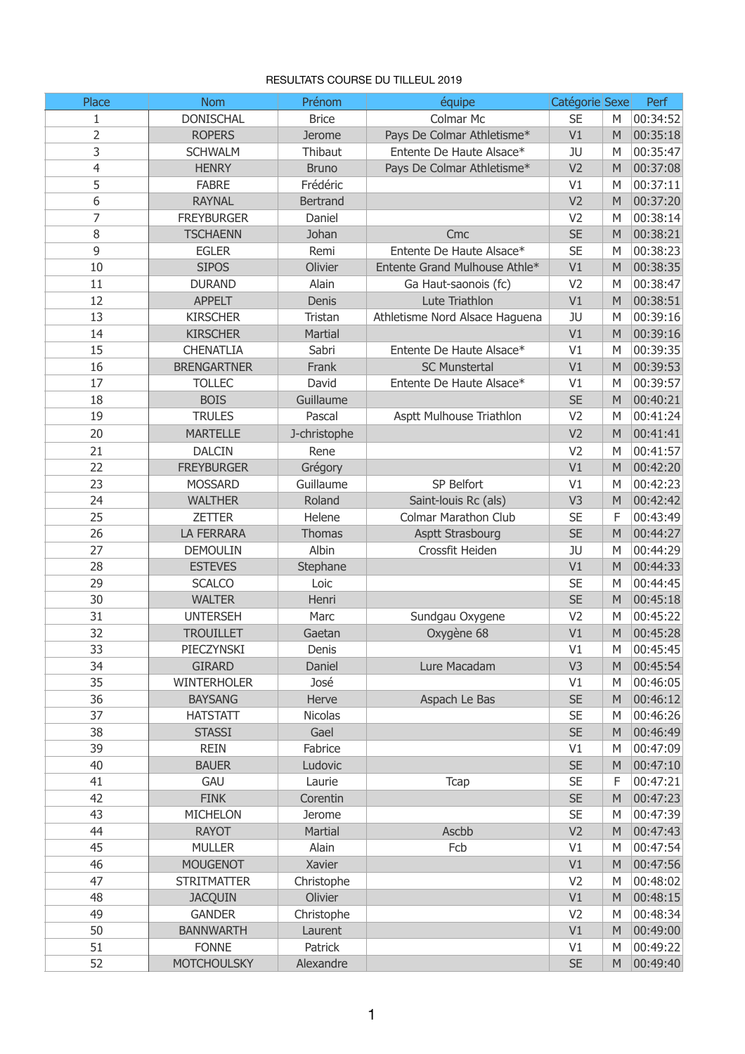RESULTATS COURSE DU TILLEUL 2019

| Place | Nom | Prénom | équipe | Catégorie | Sexe | Perf |
|---|---|---|---|---|---|---|
| 1 | DONISCHAL | Brice | Colmar Mc | SE | M | 00:34:52 |
| 2 | ROPERS | Jerome | Pays De Colmar Athletisme* | V1 | M | 00:35:18 |
| 3 | SCHWALM | Thibaut | Entente De Haute Alsace* | JU | M | 00:35:47 |
| 4 | HENRY | Bruno | Pays De Colmar Athletisme* | V2 | M | 00:37:08 |
| 5 | FABRE | Frédéric | | V1 | M | 00:37:11 |
| 6 | RAYNAL | Bertrand | | V2 | M | 00:37:20 |
| 7 | FREYBURGER | Daniel | | V2 | M | 00:38:14 |
| 8 | TSCHAENN | Johan | Cmc | SE | M | 00:38:21 |
| 9 | EGLER | Remi | Entente De Haute Alsace* | SE | M | 00:38:23 |
| 10 | SIPOS | Olivier | Entente Grand Mulhouse Athle* | V1 | M | 00:38:35 |
| 11 | DURAND | Alain | Ga Haut-saonois (fc) | V2 | M | 00:38:47 |
| 12 | APPELT | Denis | Lute Triathlon | V1 | M | 00:38:51 |
| 13 | KIRSCHER | Tristan | Athletisme Nord Alsace Haguena | JU | M | 00:39:16 |
| 14 | KIRSCHER | Martial | | V1 | M | 00:39:16 |
| 15 | CHENATLIA | Sabri | Entente De Haute Alsace* | V1 | M | 00:39:35 |
| 16 | BRENGARTNER | Frank | SC Munstertal | V1 | M | 00:39:53 |
| 17 | TOLLEC | David | Entente De Haute Alsace* | V1 | M | 00:39:57 |
| 18 | BOIS | Guillaume | | SE | M | 00:40:21 |
| 19 | TRULES | Pascal | Asptt Mulhouse Triathlon | V2 | M | 00:41:24 |
| 20 | MARTELLE | J-christophe | | V2 | M | 00:41:41 |
| 21 | DALCIN | Rene | | V2 | M | 00:41:57 |
| 22 | FREYBURGER | Grégory | | V1 | M | 00:42:20 |
| 23 | MOSSARD | Guillaume | SP Belfort | V1 | M | 00:42:23 |
| 24 | WALTHER | Roland | Saint-louis Rc (als) | V3 | M | 00:42:42 |
| 25 | ZETTER | Helene | Colmar Marathon Club | SE | F | 00:43:49 |
| 26 | LA FERRARA | Thomas | Asptt Strasbourg | SE | M | 00:44:27 |
| 27 | DEMOULIN | Albin | Crossfit Heiden | JU | M | 00:44:29 |
| 28 | ESTEVES | Stephane | | V1 | M | 00:44:33 |
| 29 | SCALCO | Loic | | SE | M | 00:44:45 |
| 30 | WALTER | Henri | | SE | M | 00:45:18 |
| 31 | UNTERSEH | Marc | Sundgau Oxygene | V2 | M | 00:45:22 |
| 32 | TROUILLET | Gaetan | Oxygène 68 | V1 | M | 00:45:28 |
| 33 | PIECZYNSKI | Denis | | V1 | M | 00:45:45 |
| 34 | GIRARD | Daniel | Lure Macadam | V3 | M | 00:45:54 |
| 35 | WINTERHOLER | José | | V1 | M | 00:46:05 |
| 36 | BAYSANG | Herve | Aspach Le Bas | SE | M | 00:46:12 |
| 37 | HATSTATT | Nicolas | | SE | M | 00:46:26 |
| 38 | STASSI | Gael | | SE | M | 00:46:49 |
| 39 | REIN | Fabrice | | V1 | M | 00:47:09 |
| 40 | BAUER | Ludovic | | SE | M | 00:47:10 |
| 41 | GAU | Laurie | Tcap | SE | F | 00:47:21 |
| 42 | FINK | Corentin | | SE | M | 00:47:23 |
| 43 | MICHELON | Jerome | | SE | M | 00:47:39 |
| 44 | RAYOT | Martial | Ascbb | V2 | M | 00:47:43 |
| 45 | MULLER | Alain | Fcb | V1 | M | 00:47:54 |
| 46 | MOUGENOT | Xavier | | V1 | M | 00:47:56 |
| 47 | STRITMATTER | Christophe | | V2 | M | 00:48:02 |
| 48 | JACQUIN | Olivier | | V1 | M | 00:48:15 |
| 49 | GANDER | Christophe | | V2 | M | 00:48:34 |
| 50 | BANNWARTH | Laurent | | V1 | M | 00:49:00 |
| 51 | FONNE | Patrick | | V1 | M | 00:49:22 |
| 52 | MOTCHOULSKY | Alexandre | | SE | M | 00:49:40 |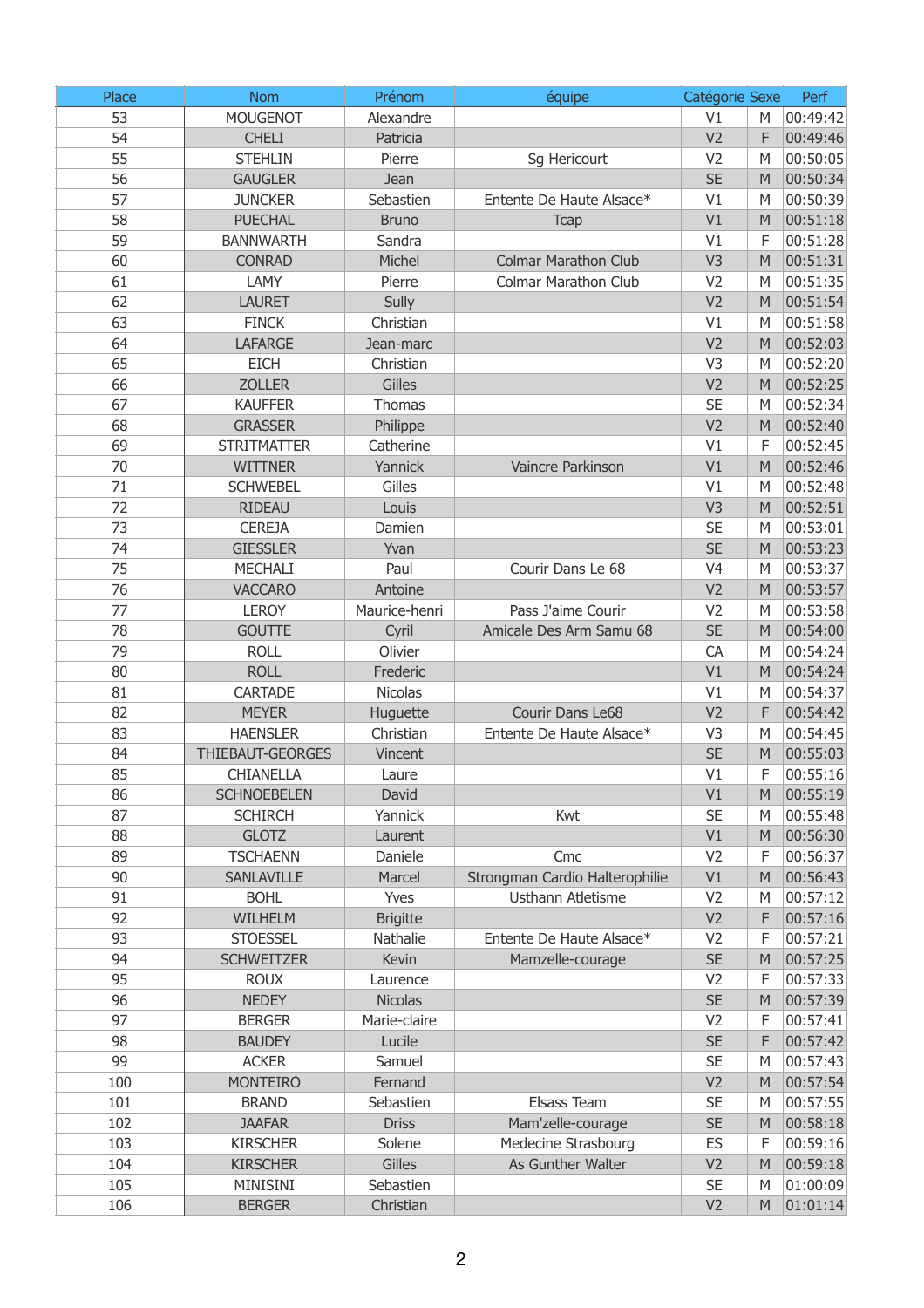| Place | Nom | Prénom | équipe | Catégorie | Sexe | Perf |
|---|---|---|---|---|---|---|
| 53 | MOUGENOT | Alexandre | | V1 | M | 00:49:42 |
| 54 | CHELI | Patricia | | V2 | F | 00:49:46 |
| 55 | STEHLIN | Pierre | Sg Hericourt | V2 | M | 00:50:05 |
| 56 | GAUGLER | Jean | | SE | M | 00:50:34 |
| 57 | JUNCKER | Sebastien | Entente De Haute Alsace* | V1 | M | 00:50:39 |
| 58 | PUECHAL | Bruno | Tcap | V1 | M | 00:51:18 |
| 59 | BANNWARTH | Sandra | | V1 | F | 00:51:28 |
| 60 | CONRAD | Michel | Colmar Marathon Club | V3 | M | 00:51:31 |
| 61 | LAMY | Pierre | Colmar Marathon Club | V2 | M | 00:51:35 |
| 62 | LAURET | Sully | | V2 | M | 00:51:54 |
| 63 | FINCK | Christian | | V1 | M | 00:51:58 |
| 64 | LAFARGE | Jean-marc | | V2 | M | 00:52:03 |
| 65 | EICH | Christian | | V3 | M | 00:52:20 |
| 66 | ZOLLER | Gilles | | V2 | M | 00:52:25 |
| 67 | KAUFFER | Thomas | | SE | M | 00:52:34 |
| 68 | GRASSER | Philippe | | V2 | M | 00:52:40 |
| 69 | STRITMATTER | Catherine | | V1 | F | 00:52:45 |
| 70 | WITTNER | Yannick | Vaincre Parkinson | V1 | M | 00:52:46 |
| 71 | SCHWEBEL | Gilles | | V1 | M | 00:52:48 |
| 72 | RIDEAU | Louis | | V3 | M | 00:52:51 |
| 73 | CEREJA | Damien | | SE | M | 00:53:01 |
| 74 | GIESSLER | Yvan | | SE | M | 00:53:23 |
| 75 | MECHALI | Paul | Courir Dans Le 68 | V4 | M | 00:53:37 |
| 76 | VACCARO | Antoine | | V2 | M | 00:53:57 |
| 77 | LEROY | Maurice-henri | Pass J'aime Courir | V2 | M | 00:53:58 |
| 78 | GOUTTE | Cyril | Amicale Des Arm Samu 68 | SE | M | 00:54:00 |
| 79 | ROLL | Olivier | | CA | M | 00:54:24 |
| 80 | ROLL | Frederic | | V1 | M | 00:54:24 |
| 81 | CARTADE | Nicolas | | V1 | M | 00:54:37 |
| 82 | MEYER | Huguette | Courir Dans Le68 | V2 | F | 00:54:42 |
| 83 | HAENSLER | Christian | Entente De Haute Alsace* | V3 | M | 00:54:45 |
| 84 | THIEBAUT-GEORGES | Vincent | | SE | M | 00:55:03 |
| 85 | CHIANELLA | Laure | | V1 | F | 00:55:16 |
| 86 | SCHNOEBELEN | David | | V1 | M | 00:55:19 |
| 87 | SCHIRCH | Yannick | Kwt | SE | M | 00:55:48 |
| 88 | GLOTZ | Laurent | | V1 | M | 00:56:30 |
| 89 | TSCHAENN | Daniele | Cmc | V2 | F | 00:56:37 |
| 90 | SANLAVILLE | Marcel | Strongman Cardio Halterophilie | V1 | M | 00:56:43 |
| 91 | BOHL | Yves | Usthann Atletisme | V2 | M | 00:57:12 |
| 92 | WILHELM | Brigitte | | V2 | F | 00:57:16 |
| 93 | STOESSEL | Nathalie | Entente De Haute Alsace* | V2 | F | 00:57:21 |
| 94 | SCHWEITZER | Kevin | Mamzelle-courage | SE | M | 00:57:25 |
| 95 | ROUX | Laurence | | V2 | F | 00:57:33 |
| 96 | NEDEY | Nicolas | | SE | M | 00:57:39 |
| 97 | BERGER | Marie-claire | | V2 | F | 00:57:41 |
| 98 | BAUDEY | Lucile | | SE | F | 00:57:42 |
| 99 | ACKER | Samuel | | SE | M | 00:57:43 |
| 100 | MONTEIRO | Fernand | | V2 | M | 00:57:54 |
| 101 | BRAND | Sebastien | Elsass Team | SE | M | 00:57:55 |
| 102 | JAAFAR | Driss | Mam'zelle-courage | SE | M | 00:58:18 |
| 103 | KIRSCHER | Solene | Medecine Strasbourg | ES | F | 00:59:16 |
| 104 | KIRSCHER | Gilles | As Gunther Walter | V2 | M | 00:59:18 |
| 105 | MINISINI | Sebastien | | SE | M | 01:00:09 |
| 106 | BERGER | Christian | | V2 | M | 01:01:14 |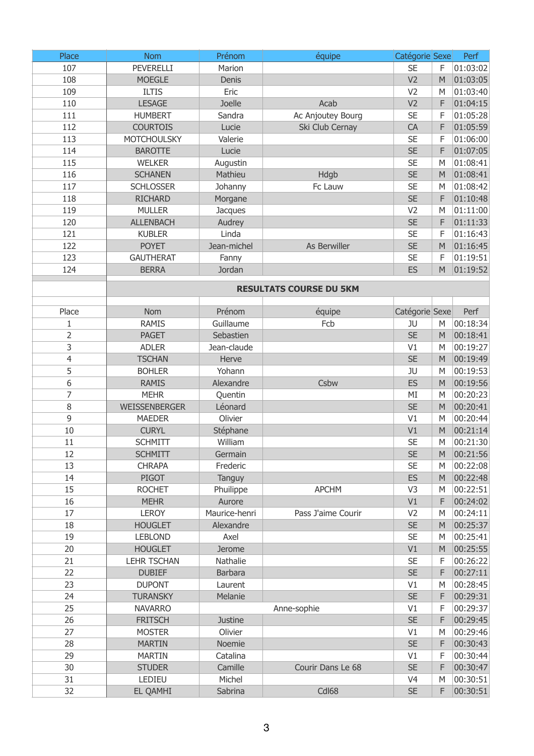| Place | Nom | Prénom | équipe | Catégorie | Sexe | Perf |
|---|---|---|---|---|---|---|
| 107 | PEVERELLI | Marion | | SE | F | 01:03:02 |
| 108 | MOEGLE | Denis | | V2 | M | 01:03:05 |
| 109 | ILTIS | Eric | | V2 | M | 01:03:40 |
| 110 | LESAGE | Joelle | Acab | V2 | F | 01:04:15 |
| 111 | HUMBERT | Sandra | Ac Anjoutey Bourg | SE | F | 01:05:28 |
| 112 | COURTOIS | Lucie | Ski Club Cernay | CA | F | 01:05:59 |
| 113 | MOTCHOULSKY | Valerie | | SE | F | 01:06:00 |
| 114 | BAROTTE | Lucie | | SE | F | 01:07:05 |
| 115 | WELKER | Augustin | | SE | M | 01:08:41 |
| 116 | SCHANEN | Mathieu | Hdgb | SE | M | 01:08:41 |
| 117 | SCHLOSSER | Johanny | Fc Lauw | SE | M | 01:08:42 |
| 118 | RICHARD | Morgane | | SE | F | 01:10:48 |
| 119 | MULLER | Jacques | | V2 | M | 01:11:00 |
| 120 | ALLENBACH | Audrey | | SE | F | 01:11:33 |
| 121 | KUBLER | Linda | | SE | F | 01:16:43 |
| 122 | POYET | Jean-michel | As Berwiller | SE | M | 01:16:45 |
| 123 | GAUTHERAT | Fanny | | SE | F | 01:19:51 |
| 124 | BERRA | Jordan | | ES | M | 01:19:52 |

**RESULTATS COURSE DU 5KM**

| Place | Nom | Prénom | équipe | Catégorie | Sexe | Perf |
|---|---|---|---|---|---|---|
| 1 | RAMIS | Guillaume | Fcb | JU | M | 00:18:34 |
| 2 | PAGET | Sebastien | | SE | M | 00:18:41 |
| 3 | ADLER | Jean-claude | | V1 | M | 00:19:27 |
| 4 | TSCHAN | Herve | | SE | M | 00:19:49 |
| 5 | BOHLER | Yohann | | JU | M | 00:19:53 |
| 6 | RAMIS | Alexandre | Csbw | ES | M | 00:19:56 |
| 7 | MEHR | Quentin | | MI | M | 00:20:23 |
| 8 | WEISSENBERGER | Léonard | | SE | M | 00:20:41 |
| 9 | MAEDER | Olivier | | V1 | M | 00:20:44 |
| 10 | CURYL | Stéphane | | V1 | M | 00:21:14 |
| 11 | SCHMITT | William | | SE | M | 00:21:30 |
| 12 | SCHMITT | Germain | | SE | M | 00:21:56 |
| 13 | CHRAPA | Frederic | | SE | M | 00:22:08 |
| 14 | PIGOT | Tanguy | | ES | M | 00:22:48 |
| 15 | ROCHET | Phuilippe | APCHM | V3 | M | 00:22:51 |
| 16 | MEHR | Aurore | | V1 | F | 00:24:02 |
| 17 | LEROY | Maurice-henri | Pass J'aime Courir | V2 | M | 00:24:11 |
| 18 | HOUGLET | Alexandre | | SE | M | 00:25:37 |
| 19 | LEBLOND | Axel | | SE | M | 00:25:41 |
| 20 | HOUGLET | Jerome | | V1 | M | 00:25:55 |
| 21 | LEHR TSCHAN | Nathalie | | SE | F | 00:26:22 |
| 22 | DUBIEF | Barbara | | SE | F | 00:27:11 |
| 23 | DUPONT | Laurent | | V1 | M | 00:28:45 |
| 24 | TURANSKY | Melanie | | SE | F | 00:29:31 |
| 25 | NAVARRO | Anne-sophie | | V1 | F | 00:29:37 |
| 26 | FRITSCH | Justine | | SE | F | 00:29:45 |
| 27 | MOSTER | Olivier | | V1 | M | 00:29:46 |
| 28 | MARTIN | Noemie | | SE | F | 00:30:43 |
| 29 | MARTIN | Catalina | | V1 | F | 00:30:44 |
| 30 | STUDER | Camille | Courir Dans Le 68 | SE | F | 00:30:47 |
| 31 | LEDIEU | Michel | | V4 | M | 00:30:51 |
| 32 | EL QAMHI | Sabrina | Cdl68 | SE | F | 00:30:51 |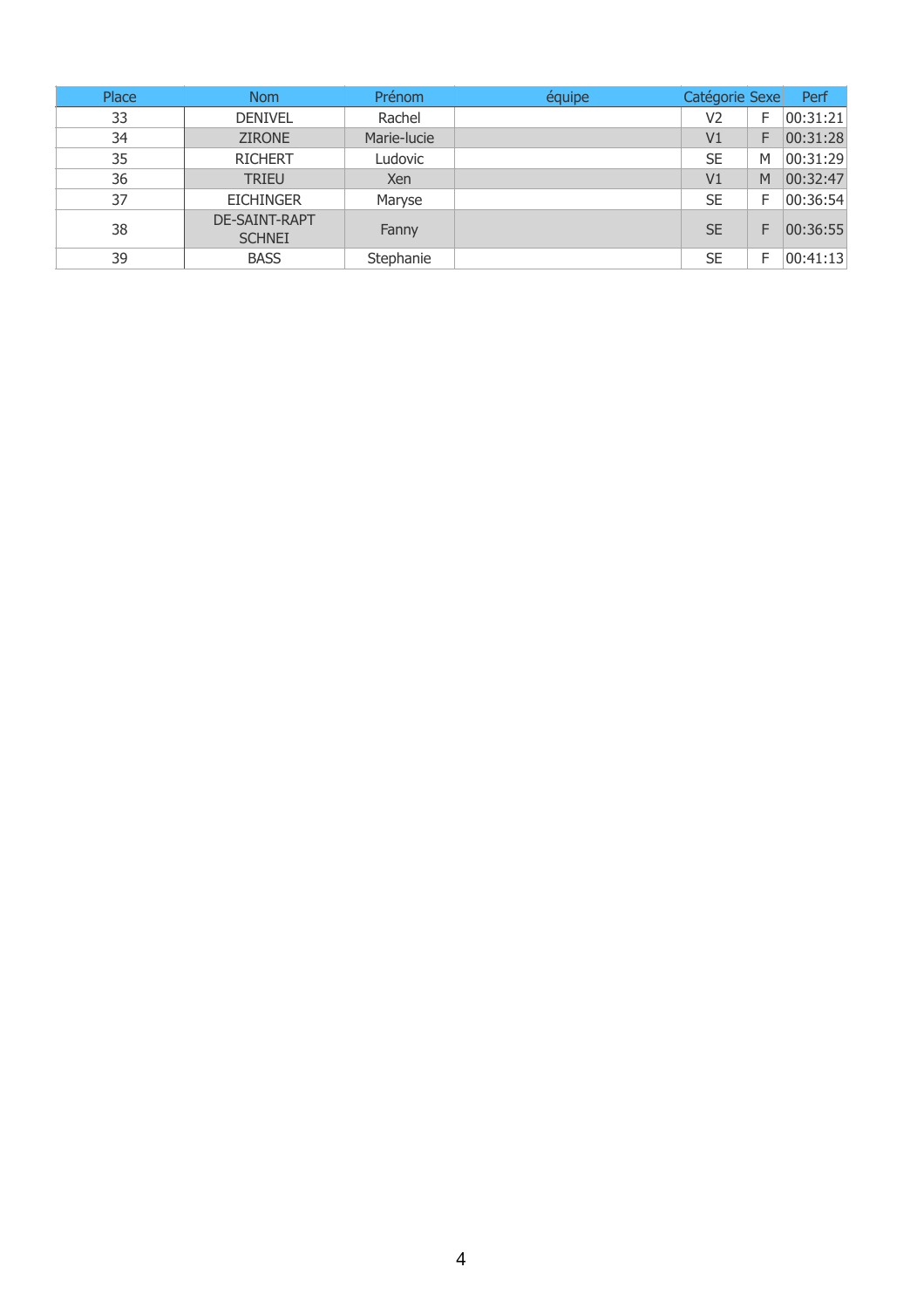| Place | Nom | Prénom | équipe | Catégorie | Sexe | Perf |
|---|---|---|---|---|---|---|
| 33 | DENIVEL | Rachel | | V2 | F | 00:31:21 |
| 34 | ZIRONE | Marie-lucie | | V1 | F | 00:31:28 |
| 35 | RICHERT | Ludovic | | SE | M | 00:31:29 |
| 36 | TRIEU | Xen | | V1 | M | 00:32:47 |
| 37 | EICHINGER | Maryse | | SE | F | 00:36:54 |
| 38 | DE-SAINT-RAPT SCHNEI | Fanny | | SE | F | 00:36:55 |
| 39 | BASS | Stephanie | | SE | F | 00:41:13 |